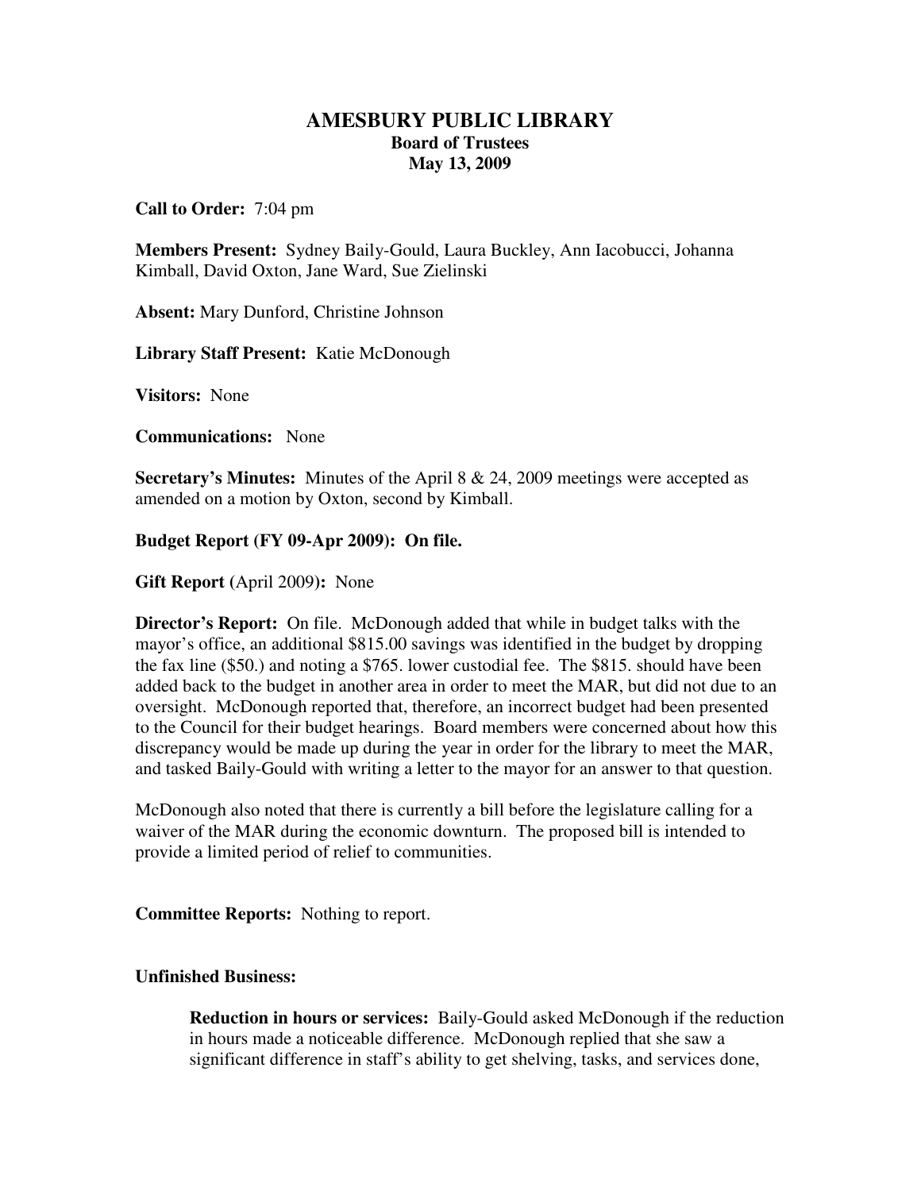# AMESBURY PUBLIC LIBRARY
## Board of Trustees
### May 13, 2009

**Call to Order:** 7:04 pm

**Members Present:** Sydney Baily-Gould, Laura Buckley, Ann Iacobucci, Johanna Kimball, David Oxton, Jane Ward, Sue Zielinski

**Absent:** Mary Dunford, Christine Johnson

**Library Staff Present:** Katie McDonough

**Visitors:** None

**Communications:** None

**Secretary's Minutes:** Minutes of the April 8 & 24, 2009 meetings were accepted as amended on a motion by Oxton, second by Kimball.

**Budget Report (FY 09-Apr 2009): On file.**

**Gift Report** (April 2009)**:** None

**Director's Report:** On file. McDonough added that while in budget talks with the mayor's office, an additional $815.00 savings was identified in the budget by dropping the fax line ($50.) and noting a $765. lower custodial fee. The $815. should have been added back to the budget in another area in order to meet the MAR, but did not due to an oversight. McDonough reported that, therefore, an incorrect budget had been presented to the Council for their budget hearings. Board members were concerned about how this discrepancy would be made up during the year in order for the library to meet the MAR, and tasked Baily-Gould with writing a letter to the mayor for an answer to that question.

McDonough also noted that there is currently a bill before the legislature calling for a waiver of the MAR during the economic downturn. The proposed bill is intended to provide a limited period of relief to communities.

**Committee Reports:** Nothing to report.

**Unfinished Business:**

**Reduction in hours or services:** Baily-Gould asked McDonough if the reduction in hours made a noticeable difference. McDonough replied that she saw a significant difference in staff's ability to get shelving, tasks, and services done,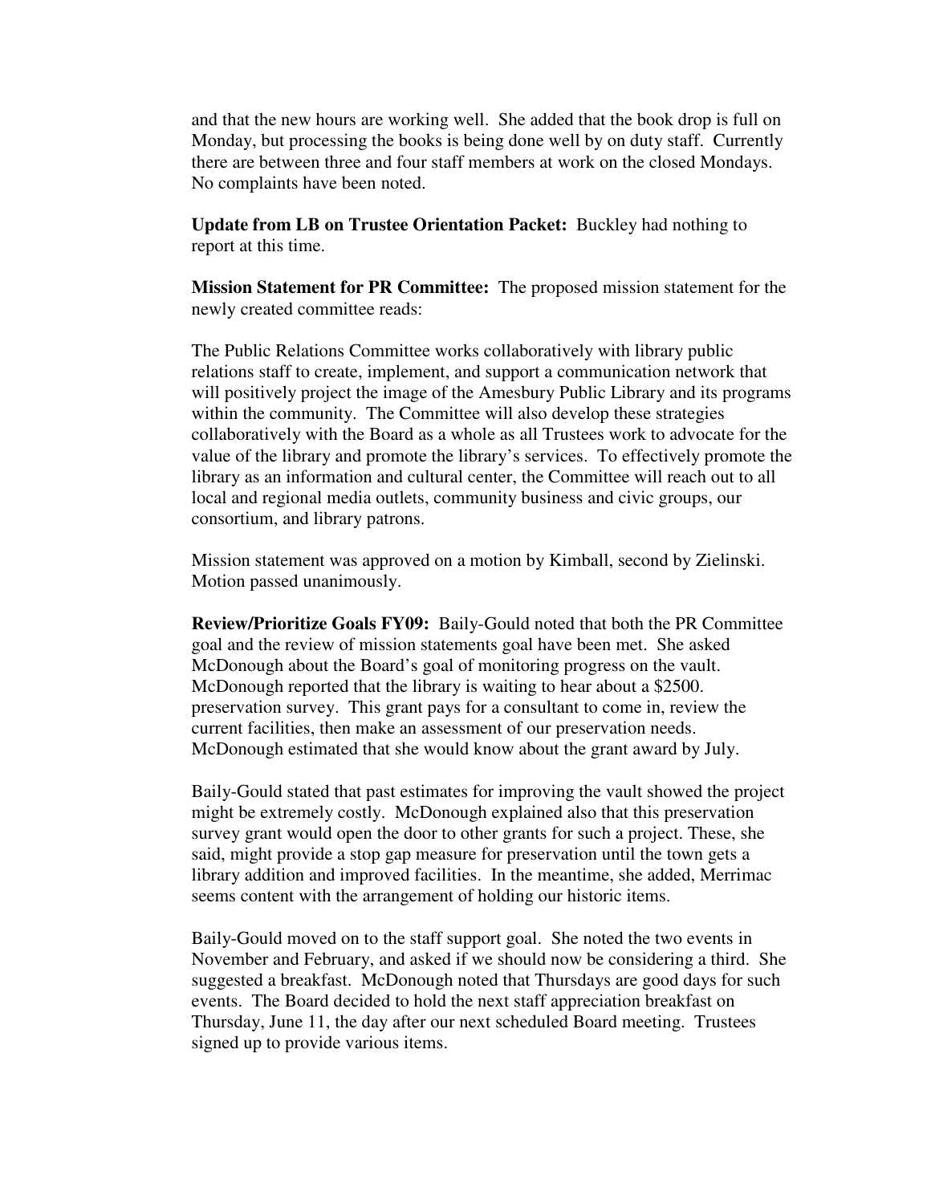and that the new hours are working well. She added that the book drop is full on Monday, but processing the books is being done well by on duty staff. Currently there are between three and four staff members at work on the closed Mondays. No complaints have been noted.

**Update from LB on Trustee Orientation Packet:** Buckley had nothing to report at this time.

**Mission Statement for PR Committee:** The proposed mission statement for the newly created committee reads:

The Public Relations Committee works collaboratively with library public relations staff to create, implement, and support a communication network that will positively project the image of the Amesbury Public Library and its programs within the community. The Committee will also develop these strategies collaboratively with the Board as a whole as all Trustees work to advocate for the value of the library and promote the library's services. To effectively promote the library as an information and cultural center, the Committee will reach out to all local and regional media outlets, community business and civic groups, our consortium, and library patrons.

Mission statement was approved on a motion by Kimball, second by Zielinski. Motion passed unanimously.

**Review/Prioritize Goals FY09:** Baily-Gould noted that both the PR Committee goal and the review of mission statements goal have been met. She asked McDonough about the Board's goal of monitoring progress on the vault. McDonough reported that the library is waiting to hear about a $2500. preservation survey. This grant pays for a consultant to come in, review the current facilities, then make an assessment of our preservation needs. McDonough estimated that she would know about the grant award by July.

Baily-Gould stated that past estimates for improving the vault showed the project might be extremely costly. McDonough explained also that this preservation survey grant would open the door to other grants for such a project. These, she said, might provide a stop gap measure for preservation until the town gets a library addition and improved facilities. In the meantime, she added, Merrimac seems content with the arrangement of holding our historic items.

Baily-Gould moved on to the staff support goal. She noted the two events in November and February, and asked if we should now be considering a third. She suggested a breakfast. McDonough noted that Thursdays are good days for such events. The Board decided to hold the next staff appreciation breakfast on Thursday, June 11, the day after our next scheduled Board meeting. Trustees signed up to provide various items.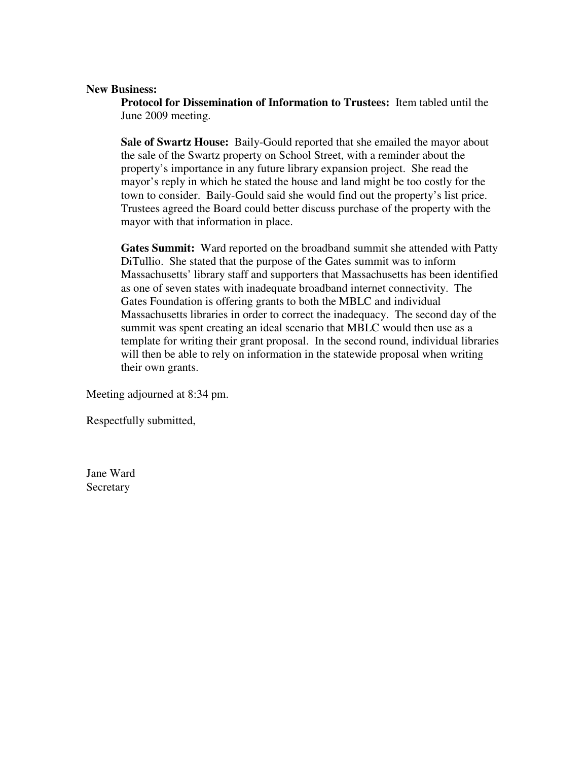**New Business:**

**Protocol for Dissemination of Information to Trustees:** Item tabled until the June 2009 meeting.

**Sale of Swartz House:** Baily-Gould reported that she emailed the mayor about the sale of the Swartz property on School Street, with a reminder about the property's importance in any future library expansion project. She read the mayor's reply in which he stated the house and land might be too costly for the town to consider. Baily-Gould said she would find out the property's list price. Trustees agreed the Board could better discuss purchase of the property with the mayor with that information in place.

**Gates Summit:** Ward reported on the broadband summit she attended with Patty DiTullio. She stated that the purpose of the Gates summit was to inform Massachusetts' library staff and supporters that Massachusetts has been identified as one of seven states with inadequate broadband internet connectivity. The Gates Foundation is offering grants to both the MBLC and individual Massachusetts libraries in order to correct the inadequacy. The second day of the summit was spent creating an ideal scenario that MBLC would then use as a template for writing their grant proposal. In the second round, individual libraries will then be able to rely on information in the statewide proposal when writing their own grants.

Meeting adjourned at 8:34 pm.

Respectfully submitted,

Jane Ward
Secretary